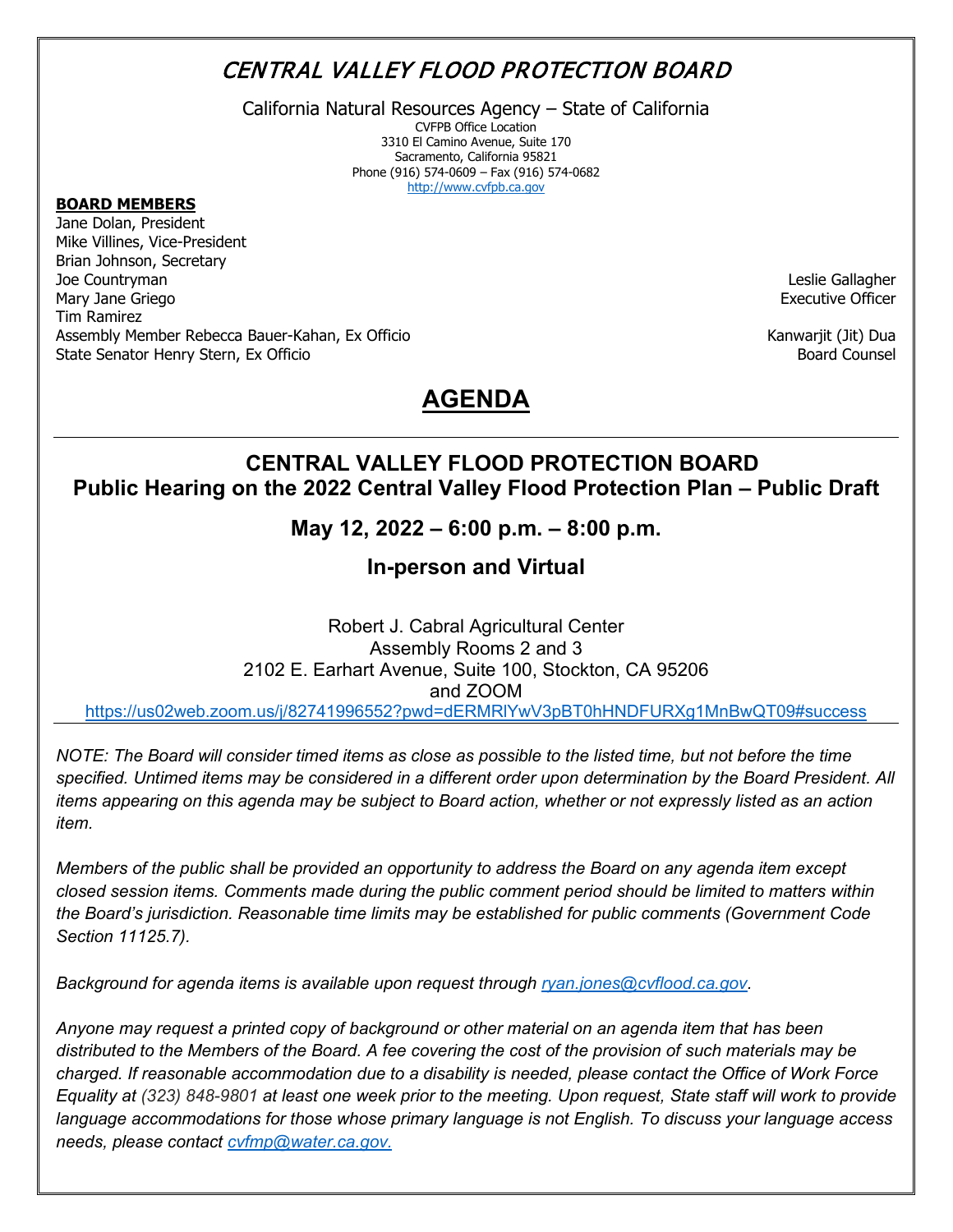# CENTRAL VALLEY FLOOD PROTECTION BOARD

California Natural Resources Agency – State of California
CVFPB Office Location
3310 El Camino Avenue, Suite 170
Sacramento, California 95821
Phone (916) 574-0609 – Fax (916) 574-0682
http://www.cvfpb.ca.gov

**BOARD MEMBERS**

Jane Dolan, President
Mike Villines, Vice-President
Brian Johnson, Secretary
Joe Countryman
Mary Jane Griego
Tim Ramirez
Assembly Member Rebecca Bauer-Kahan, Ex Officio
State Senator Henry Stern, Ex Officio

Leslie Gallagher
Executive Officer

Kanwarjit (Jit) Dua
Board Counsel

# AGENDA

## CENTRAL VALLEY FLOOD PROTECTION BOARD
## Public Hearing on the 2022 Central Valley Flood Protection Plan – Public Draft

### May 12, 2022 – 6:00 p.m. – 8:00 p.m.

### In-person and Virtual

Robert J. Cabral Agricultural Center
Assembly Rooms 2 and 3
2102 E. Earhart Avenue, Suite 100, Stockton, CA 95206
and ZOOM
https://us02web.zoom.us/j/82741996552?pwd=dERMRlYwV3pBT0hHNDFURXg1MnBwQT09#success

*NOTE: The Board will consider timed items as close as possible to the listed time, but not before the time specified. Untimed items may be considered in a different order upon determination by the Board President. All items appearing on this agenda may be subject to Board action, whether or not expressly listed as an action item.*

*Members of the public shall be provided an opportunity to address the Board on any agenda item except closed session items. Comments made during the public comment period should be limited to matters within the Board's jurisdiction. Reasonable time limits may be established for public comments (Government Code Section 11125.7).*

*Background for agenda items is available upon request through ryan.jones@cvflood.ca.gov.*

*Anyone may request a printed copy of background or other material on an agenda item that has been distributed to the Members of the Board. A fee covering the cost of the provision of such materials may be charged. If reasonable accommodation due to a disability is needed, please contact the Office of Work Force Equality at (323) 848-9801 at least one week prior to the meeting. Upon request, State staff will work to provide language accommodations for those whose primary language is not English. To discuss your language access needs, please contact cvfmp@water.ca.gov.*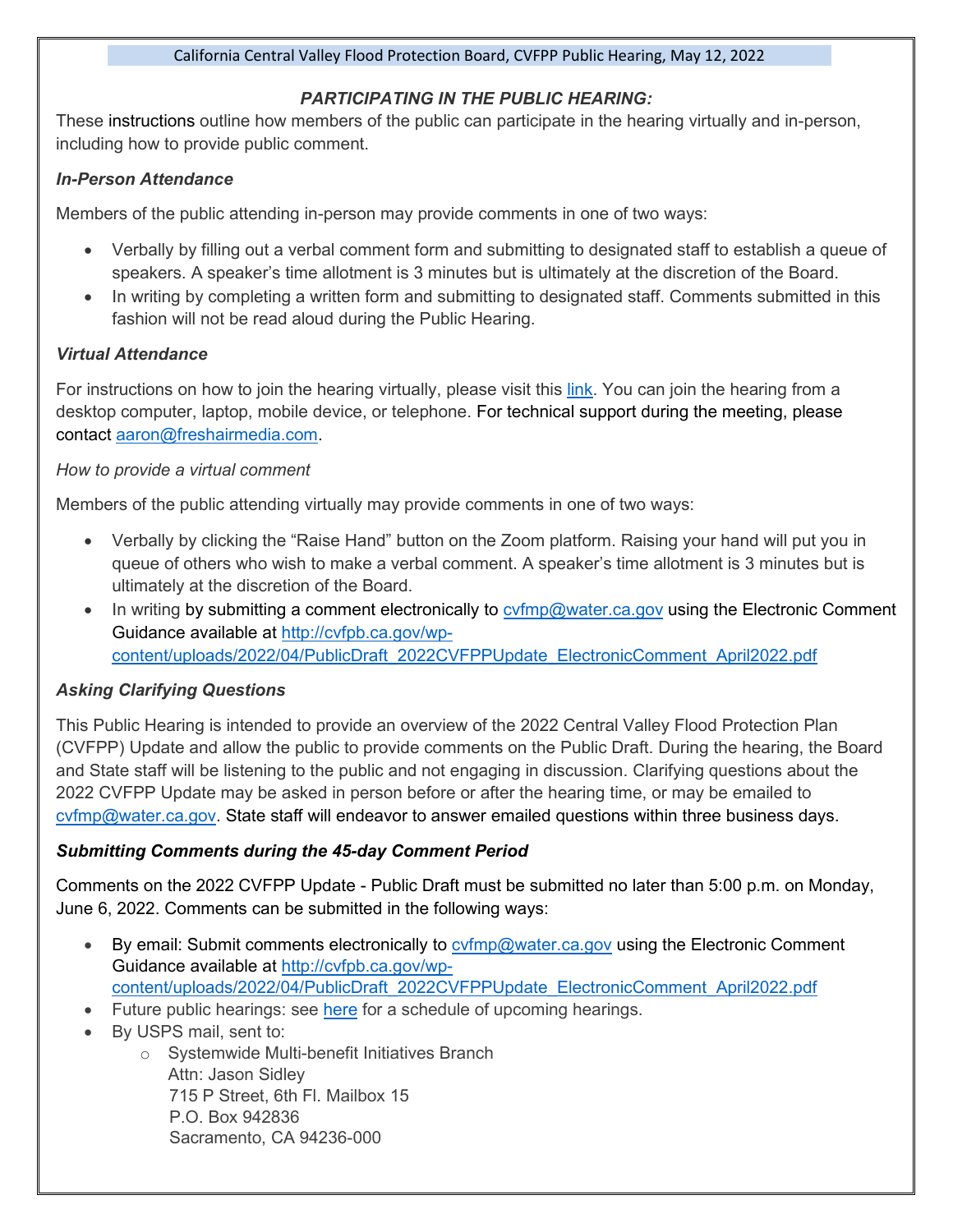California Central Valley Flood Protection Board, CVFPP Public Hearing, May 12, 2022

## *PARTICIPATING IN THE PUBLIC HEARING:*

These instructions outline how members of the public can participate in the hearing virtually and in-person, including how to provide public comment.

### *In-Person Attendance*

Members of the public attending in-person may provide comments in one of two ways:

- Verbally by filling out a verbal comment form and submitting to designated staff to establish a queue of speakers. A speaker's time allotment is 3 minutes but is ultimately at the discretion of the Board.
- In writing by completing a written form and submitting to designated staff. Comments submitted in this fashion will not be read aloud during the Public Hearing.

### *Virtual Attendance*

For instructions on how to join the hearing virtually, please visit this link. You can join the hearing from a desktop computer, laptop, mobile device, or telephone. For technical support during the meeting, please contact aaron@freshairmedia.com.

*How to provide a virtual comment*

Members of the public attending virtually may provide comments in one of two ways:

- Verbally by clicking the "Raise Hand" button on the Zoom platform. Raising your hand will put you in queue of others who wish to make a verbal comment. A speaker's time allotment is 3 minutes but is ultimately at the discretion of the Board.
- In writing by submitting a comment electronically to cvfmp@water.ca.gov using the Electronic Comment Guidance available at http://cvfpb.ca.gov/wp-content/uploads/2022/04/PublicDraft_2022CVFPPUpdate_ElectronicComment_April2022.pdf

### *Asking Clarifying Questions*

This Public Hearing is intended to provide an overview of the 2022 Central Valley Flood Protection Plan (CVFPP) Update and allow the public to provide comments on the Public Draft. During the hearing, the Board and State staff will be listening to the public and not engaging in discussion. Clarifying questions about the 2022 CVFPP Update may be asked in person before or after the hearing time, or may be emailed to cvfmp@water.ca.gov. State staff will endeavor to answer emailed questions within three business days.

### *Submitting Comments during the 45-day Comment Period*

Comments on the 2022 CVFPP Update - Public Draft must be submitted no later than 5:00 p.m. on Monday, June 6, 2022. Comments can be submitted in the following ways:

- By email: Submit comments electronically to cvfmp@water.ca.gov using the Electronic Comment Guidance available at http://cvfpb.ca.gov/wp-content/uploads/2022/04/PublicDraft_2022CVFPPUpdate_ElectronicComment_April2022.pdf
- Future public hearings: see here for a schedule of upcoming hearings.
- By USPS mail, sent to:
  - Systemwide Multi-benefit Initiatives Branch  
    Attn: Jason Sidley  
    715 P Street, 6th Fl. Mailbox 15  
    P.O. Box 942836  
    Sacramento, CA 94236-000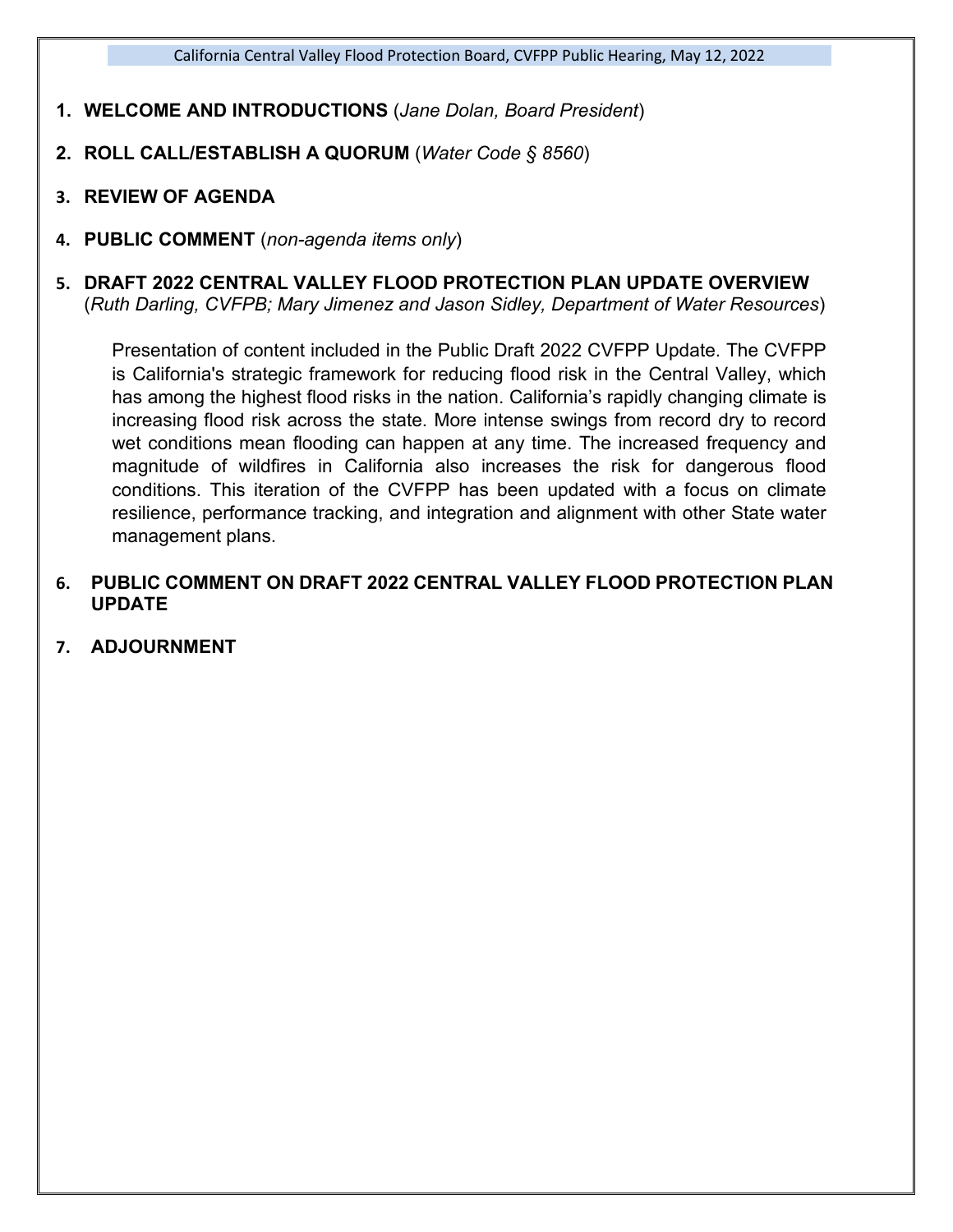1. **WELCOME AND INTRODUCTIONS** (*Jane Dolan, Board President*)

2. **ROLL CALL/ESTABLISH A QUORUM** (*Water Code § 8560*)

3. **REVIEW OF AGENDA**

4. **PUBLIC COMMENT** (*non-agenda items only*)

5. **DRAFT 2022 CENTRAL VALLEY FLOOD PROTECTION PLAN UPDATE OVERVIEW** (*Ruth Darling, CVFPB; Mary Jimenez and Jason Sidley, Department of Water Resources*)

   Presentation of content included in the Public Draft 2022 CVFPP Update. The CVFPP is California's strategic framework for reducing flood risk in the Central Valley, which has among the highest flood risks in the nation. California's rapidly changing climate is increasing flood risk across the state. More intense swings from record dry to record wet conditions mean flooding can happen at any time. The increased frequency and magnitude of wildfires in California also increases the risk for dangerous flood conditions. This iteration of the CVFPP has been updated with a focus on climate resilience, performance tracking, and integration and alignment with other State water management plans.

6. **PUBLIC COMMENT ON DRAFT 2022 CENTRAL VALLEY FLOOD PROTECTION PLAN UPDATE**

7. **ADJOURNMENT**